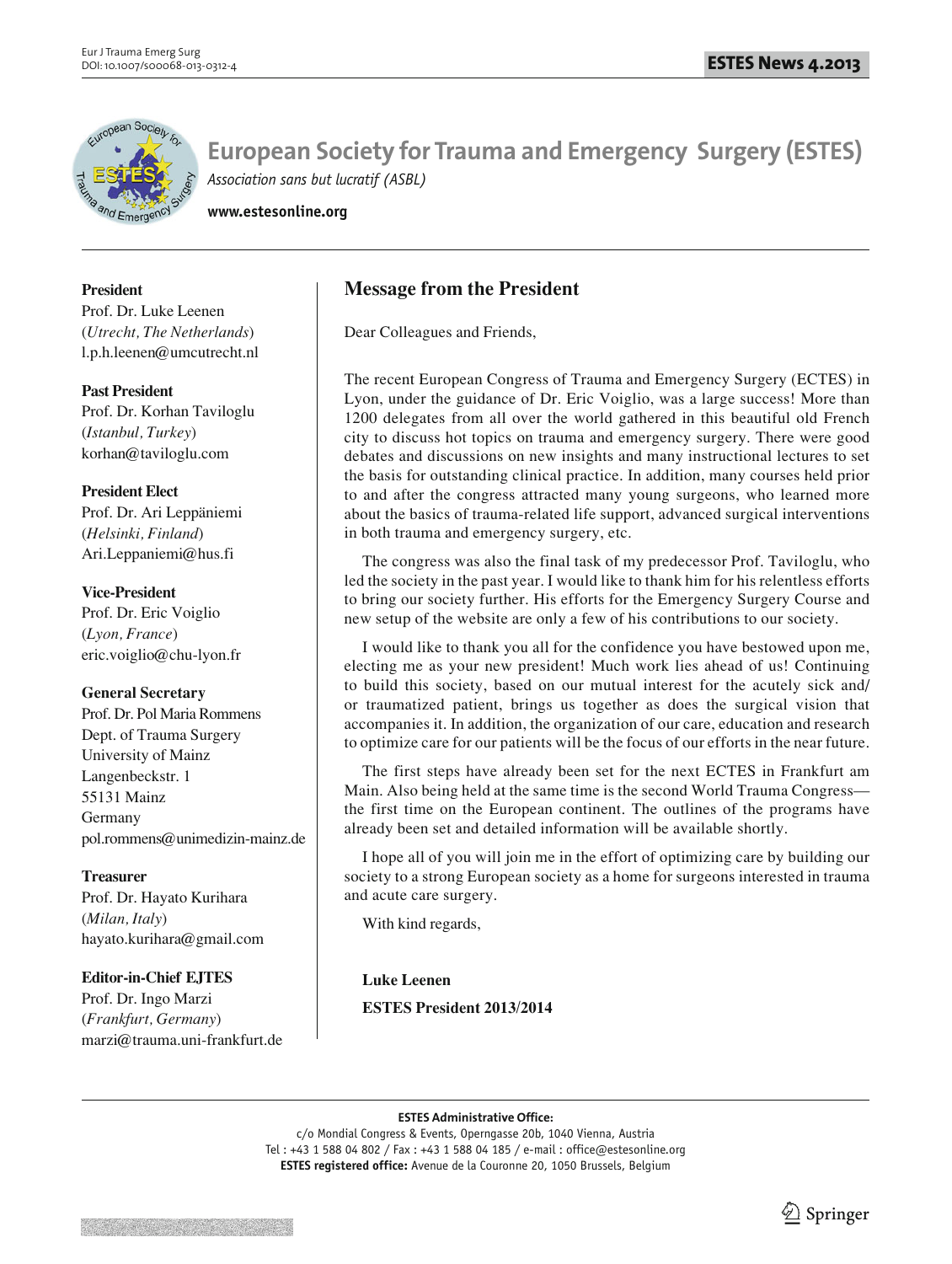# European Society for Trauma and Emergency Surgery (ESTES)

*Association sans but lucratif (ASBL)*

**www.estesonline.org**

**President**
Prof. Dr. Luke Leenen
(*Utrecht, The Netherlands*)
l.p.h.leenen@umcutrecht.nl

**Past President**
Prof. Dr. Korhan Taviloglu
(*Istanbul, Turkey*)
korhan@taviloglu.com

**President Elect**
Prof. Dr. Ari Leppäniemi
(*Helsinki, Finland*)
Ari.Leppaniemi@hus.fi

**Vice-President**
Prof. Dr. Eric Voiglio
(*Lyon, France*)
eric.voiglio@chu-lyon.fr

**General Secretary**
Prof. Dr. Pol Maria Rommens
Dept. of Trauma Surgery
University of Mainz
Langenbeckstr. 1
55131 Mainz
Germany
pol.rommens@unimedizin-mainz.de

**Treasurer**
Prof. Dr. Hayato Kurihara
(*Milan, Italy*)
hayato.kurihara@gmail.com

**Editor-in-Chief EJTES**
Prof. Dr. Ingo Marzi
(*Frankfurt, Germany*)
marzi@trauma.uni-frankfurt.de

## Message from the President

Dear Colleagues and Friends,

The recent European Congress of Trauma and Emergency Surgery (ECTES) in Lyon, under the guidance of Dr. Eric Voiglio, was a large success! More than 1200 delegates from all over the world gathered in this beautiful old French city to discuss hot topics on trauma and emergency surgery. There were good debates and discussions on new insights and many instructional lectures to set the basis for outstanding clinical practice. In addition, many courses held prior to and after the congress attracted many young surgeons, who learned more about the basics of trauma-related life support, advanced surgical interventions in both trauma and emergency surgery, etc.

The congress was also the final task of my predecessor Prof. Taviloglu, who led the society in the past year. I would like to thank him for his relentless efforts to bring our society further. His efforts for the Emergency Surgery Course and new setup of the website are only a few of his contributions to our society.

I would like to thank you all for the confidence you have bestowed upon me, electing me as your new president! Much work lies ahead of us! Continuing to build this society, based on our mutual interest for the acutely sick and/or traumatized patient, brings us together as does the surgical vision that accompanies it. In addition, the organization of our care, education and research to optimize care for our patients will be the focus of our efforts in the near future.

The first steps have already been set for the next ECTES in Frankfurt am Main. Also being held at the same time is the second World Trauma Congress—the first time on the European continent. The outlines of the programs have already been set and detailed information will be available shortly.

I hope all of you will join me in the effort of optimizing care by building our society to a strong European society as a home for surgeons interested in trauma and acute care surgery.

With kind regards,

**Luke Leenen**

**ESTES President 2013/2014**

**ESTES Administrative Office:**
c/o Mondial Congress & Events, Operngasse 20b, 1040 Vienna, Austria
Tel : +43 1 588 04 802 / Fax : +43 1 588 04 185 / e-mail : office@estesonline.org
**ESTES registered office:** Avenue de la Couronne 20, 1050 Brussels, Belgium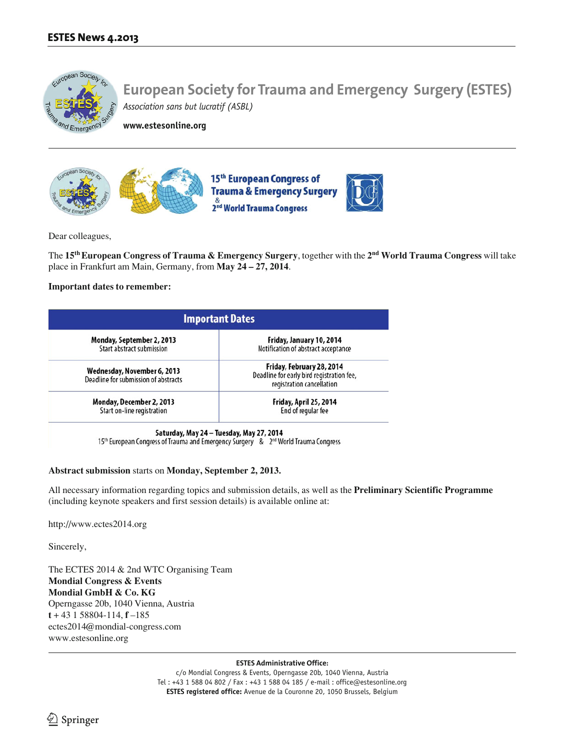# European Society for Trauma and Emergency Surgery (ESTES)

*Association sans but lucratif (ASBL)*

**www.estesonline.org**

## 15th European Congress of Trauma & Emergency Surgery & 2nd World Trauma Congress

Dear colleagues,

The **15th European Congress of Trauma & Emergency Surgery**, together with the **2nd World Trauma Congress** will take place in Frankfurt am Main, Germany, from **May 24 – 27, 2014**.

**Important dates to remember:**

| Important Dates | |
|---|---|
| **Monday, September 2, 2013** Start abstract submission | **Friday, January 10, 2014** Notification of abstract acceptance |
| **Wednesday, November 6, 2013** Deadline for submission of abstracts | **Friday, February 28, 2014** Deadline for early bird registration fee, registration cancellation |
| **Monday, December 2, 2013** Start on-line registration | **Friday, April 25, 2014** End of regular fee |
| **Saturday, May 24 – Tuesday, May 27, 2014** 15th European Congress of Trauma and Emergency Surgery & 2nd World Trauma Congress | |

**Abstract submission** starts on **Monday, September 2, 2013.**

All necessary information regarding topics and submission details, as well as the **Preliminary Scientific Programme** (including keynote speakers and first session details) is available online at:

http://www.ectes2014.org

Sincerely,

The ECTES 2014 & 2nd WTC Organising Team
**Mondial Congress & Events**
**Mondial GmbH & Co. KG**
Operngasse 20b, 1040 Vienna, Austria
**t** + 43 1 58804-114, **f** –185
ectes2014@mondial-congress.com
www.estesonline.org

**ESTES Administrative Office:**
c/o Mondial Congress & Events, Operngasse 20b, 1040 Vienna, Austria
Tel : +43 1 588 04 802 / Fax : +43 1 588 04 185 / e-mail : office@estesonline.org
**ESTES registered office:** Avenue de la Couronne 20, 1050 Brussels, Belgium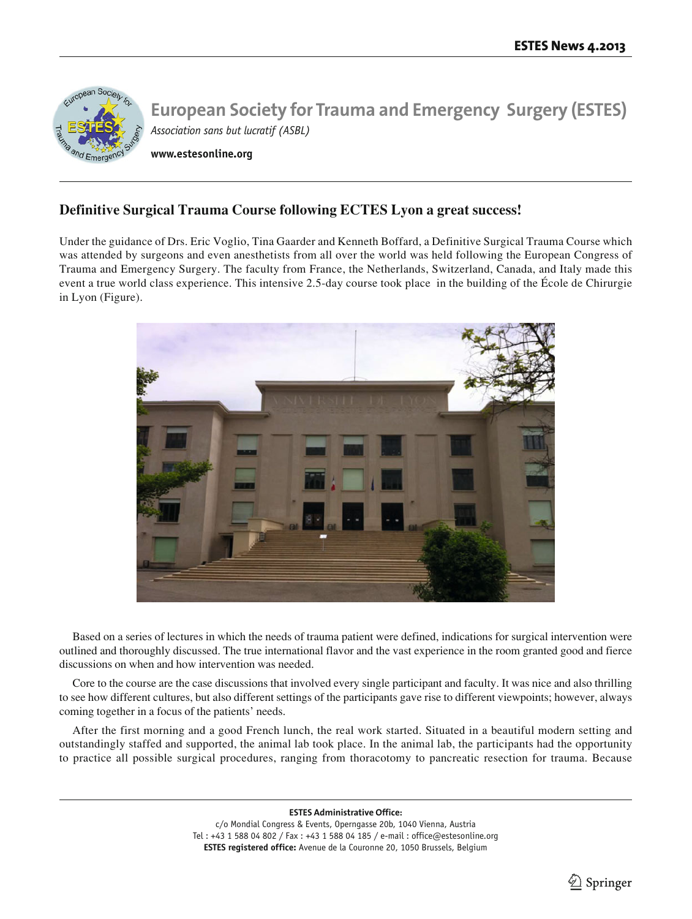# European Society for Trauma and Emergency Surgery (ESTES)

*Association sans but lucratif (ASBL)*

**www.estesonline.org**

## Definitive Surgical Trauma Course following ECTES Lyon a great success!

Under the guidance of Drs. Eric Voglio, Tina Gaarder and Kenneth Boffard, a Definitive Surgical Trauma Course which was attended by surgeons and even anesthetists from all over the world was held following the European Congress of Trauma and Emergency Surgery. The faculty from France, the Netherlands, Switzerland, Canada, and Italy made this event a true world class experience. This intensive 2.5-day course took place in the building of the École de Chirurgie in Lyon (Figure).

Based on a series of lectures in which the needs of trauma patient were defined, indications for surgical intervention were outlined and thoroughly discussed. The true international flavor and the vast experience in the room granted good and fierce discussions on when and how intervention was needed.

Core to the course are the case discussions that involved every single participant and faculty. It was nice and also thrilling to see how different cultures, but also different settings of the participants gave rise to different viewpoints; however, always coming together in a focus of the patients' needs.

After the first morning and a good French lunch, the real work started. Situated in a beautiful modern setting and outstandingly staffed and supported, the animal lab took place. In the animal lab, the participants had the opportunity to practice all possible surgical procedures, ranging from thoracotomy to pancreatic resection for trauma. Because

**ESTES Administrative Office:**
c/o Mondial Congress & Events, Operngasse 20b, 1040 Vienna, Austria
Tel : +43 1 588 04 802 / Fax : +43 1 588 04 185 / e-mail : office@estesonline.org
**ESTES registered office:** Avenue de la Couronne 20, 1050 Brussels, Belgium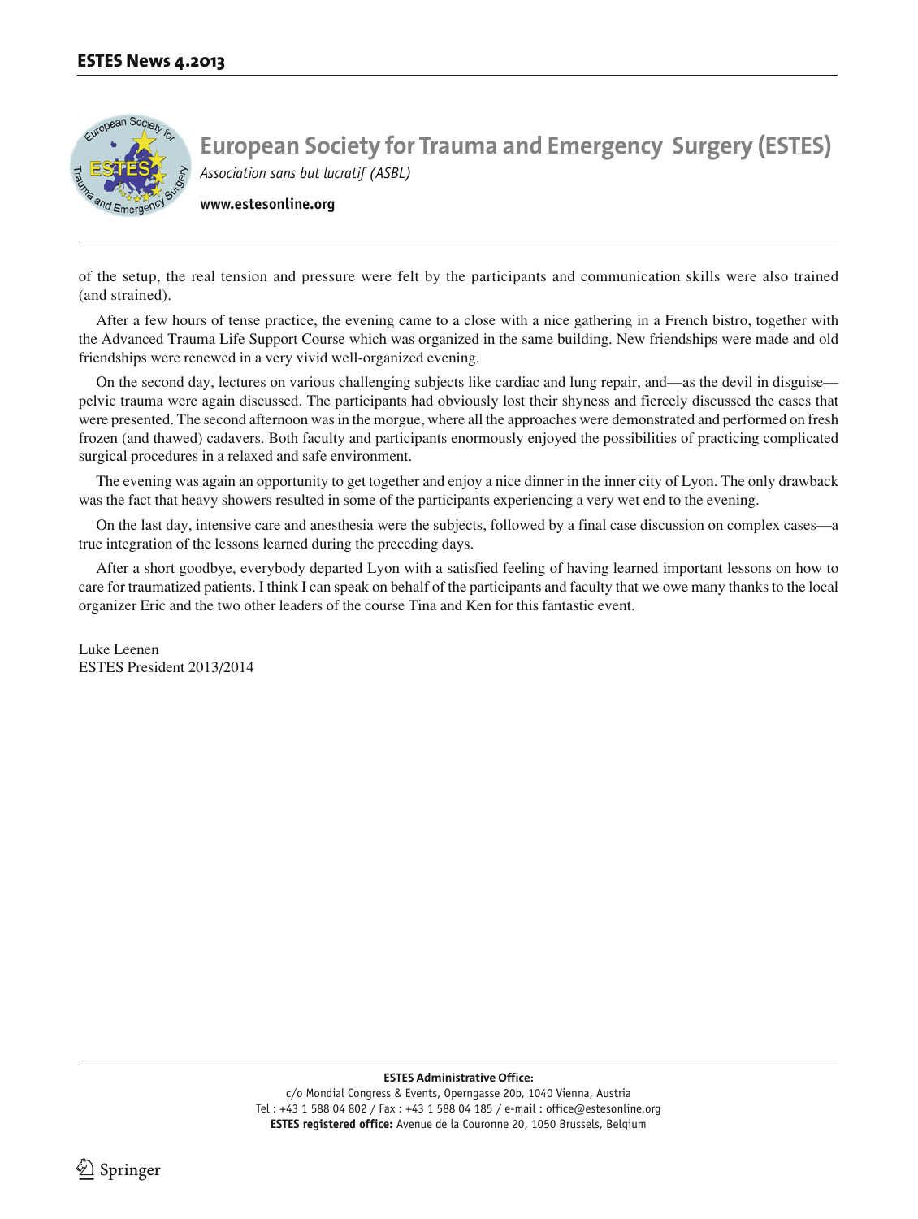of the setup, the real tension and pressure were felt by the participants and communication skills were also trained (and strained).

After a few hours of tense practice, the evening came to a close with a nice gathering in a French bistro, together with the Advanced Trauma Life Support Course which was organized in the same building. New friendships were made and old friendships were renewed in a very vivid well-organized evening.

On the second day, lectures on various challenging subjects like cardiac and lung repair, and—as the devil in disguise—pelvic trauma were again discussed. The participants had obviously lost their shyness and fiercely discussed the cases that were presented. The second afternoon was in the morgue, where all the approaches were demonstrated and performed on fresh frozen (and thawed) cadavers. Both faculty and participants enormously enjoyed the possibilities of practicing complicated surgical procedures in a relaxed and safe environment.

The evening was again an opportunity to get together and enjoy a nice dinner in the inner city of Lyon. The only drawback was the fact that heavy showers resulted in some of the participants experiencing a very wet end to the evening.

On the last day, intensive care and anesthesia were the subjects, followed by a final case discussion on complex cases—a true integration of the lessons learned during the preceding days.

After a short goodbye, everybody departed Lyon with a satisfied feeling of having learned important lessons on how to care for traumatized patients. I think I can speak on behalf of the participants and faculty that we owe many thanks to the local organizer Eric and the two other leaders of the course Tina and Ken for this fantastic event.

Luke Leenen
ESTES President 2013/2014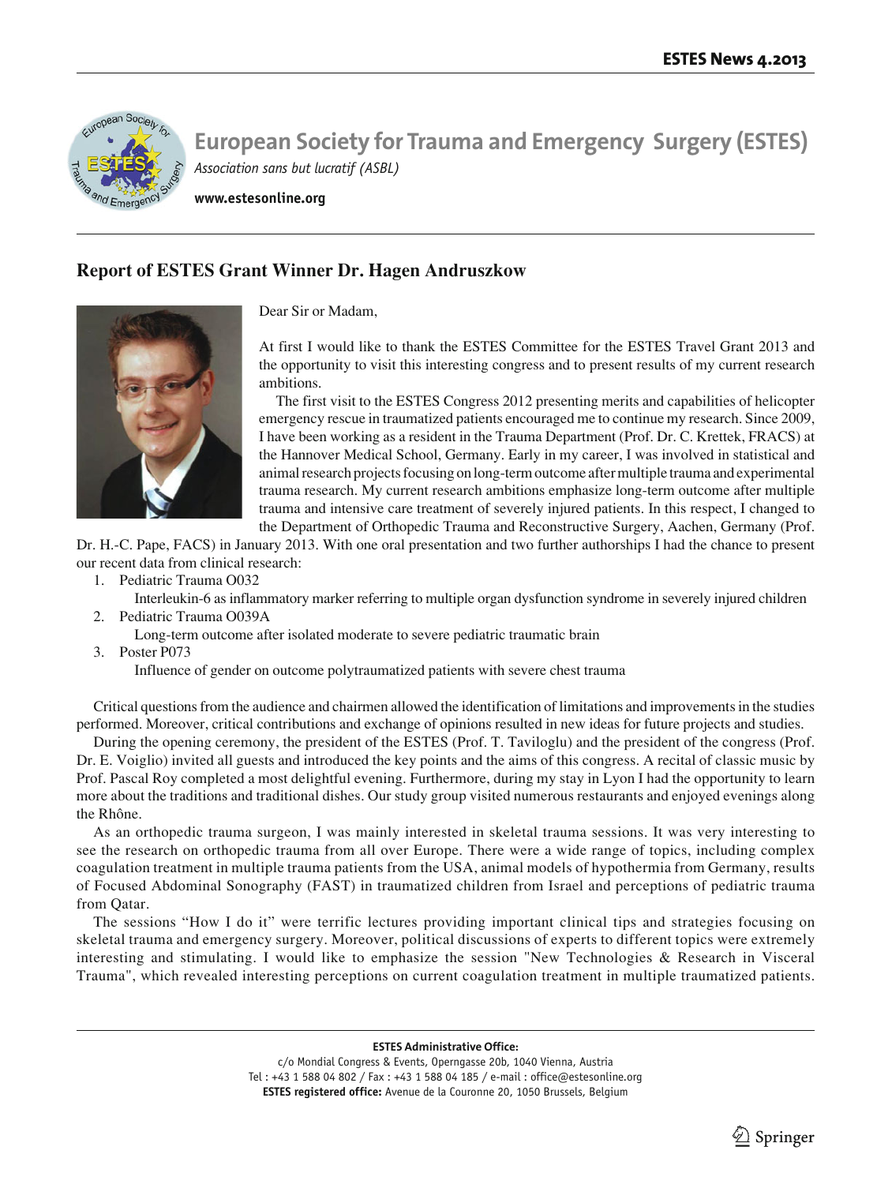# European Society for Trauma and Emergency Surgery (ESTES)

*Association sans but lucratif (ASBL)*

**www.estesonline.org**

## Report of ESTES Grant Winner Dr. Hagen Andruszkow

Dear Sir or Madam,

At first I would like to thank the ESTES Committee for the ESTES Travel Grant 2013 and the opportunity to visit this interesting congress and to present results of my current research ambitions.

The first visit to the ESTES Congress 2012 presenting merits and capabilities of helicopter emergency rescue in traumatized patients encouraged me to continue my research. Since 2009, I have been working as a resident in the Trauma Department (Prof. Dr. C. Krettek, FRACS) at the Hannover Medical School, Germany. Early in my career, I was involved in statistical and animal research projects focusing on long-term outcome after multiple trauma and experimental trauma research. My current research ambitions emphasize long-term outcome after multiple trauma and intensive care treatment of severely injured patients. In this respect, I changed to the Department of Orthopedic Trauma and Reconstructive Surgery, Aachen, Germany (Prof. Dr. H.-C. Pape, FACS) in January 2013. With one oral presentation and two further authorships I had the chance to present our recent data from clinical research:

1. Pediatric Trauma O032
   Interleukin-6 as inflammatory marker referring to multiple organ dysfunction syndrome in severely injured children
2. Pediatric Trauma O039A
   Long-term outcome after isolated moderate to severe pediatric traumatic brain
3. Poster P073
   Influence of gender on outcome polytraumatized patients with severe chest trauma

Critical questions from the audience and chairmen allowed the identification of limitations and improvements in the studies performed. Moreover, critical contributions and exchange of opinions resulted in new ideas for future projects and studies.

During the opening ceremony, the president of the ESTES (Prof. T. Taviloglu) and the president of the congress (Prof. Dr. E. Voiglio) invited all guests and introduced the key points and the aims of this congress. A recital of classic music by Prof. Pascal Roy completed a most delightful evening. Furthermore, during my stay in Lyon I had the opportunity to learn more about the traditions and traditional dishes. Our study group visited numerous restaurants and enjoyed evenings along the Rhône.

As an orthopedic trauma surgeon, I was mainly interested in skeletal trauma sessions. It was very interesting to see the research on orthopedic trauma from all over Europe. There were a wide range of topics, including complex coagulation treatment in multiple trauma patients from the USA, animal models of hypothermia from Germany, results of Focused Abdominal Sonography (FAST) in traumatized children from Israel and perceptions of pediatric trauma from Qatar.

The sessions "How I do it" were terrific lectures providing important clinical tips and strategies focusing on skeletal trauma and emergency surgery. Moreover, political discussions of experts to different topics were extremely interesting and stimulating. I would like to emphasize the session "New Technologies & Research in Visceral Trauma", which revealed interesting perceptions on current coagulation treatment in multiple traumatized patients.

**ESTES Administrative Office:**
c/o Mondial Congress & Events, Operngasse 20b, 1040 Vienna, Austria
Tel : +43 1 588 04 802 / Fax : +43 1 588 04 185 / e-mail : office@estesonline.org
**ESTES registered office:** Avenue de la Couronne 20, 1050 Brussels, Belgium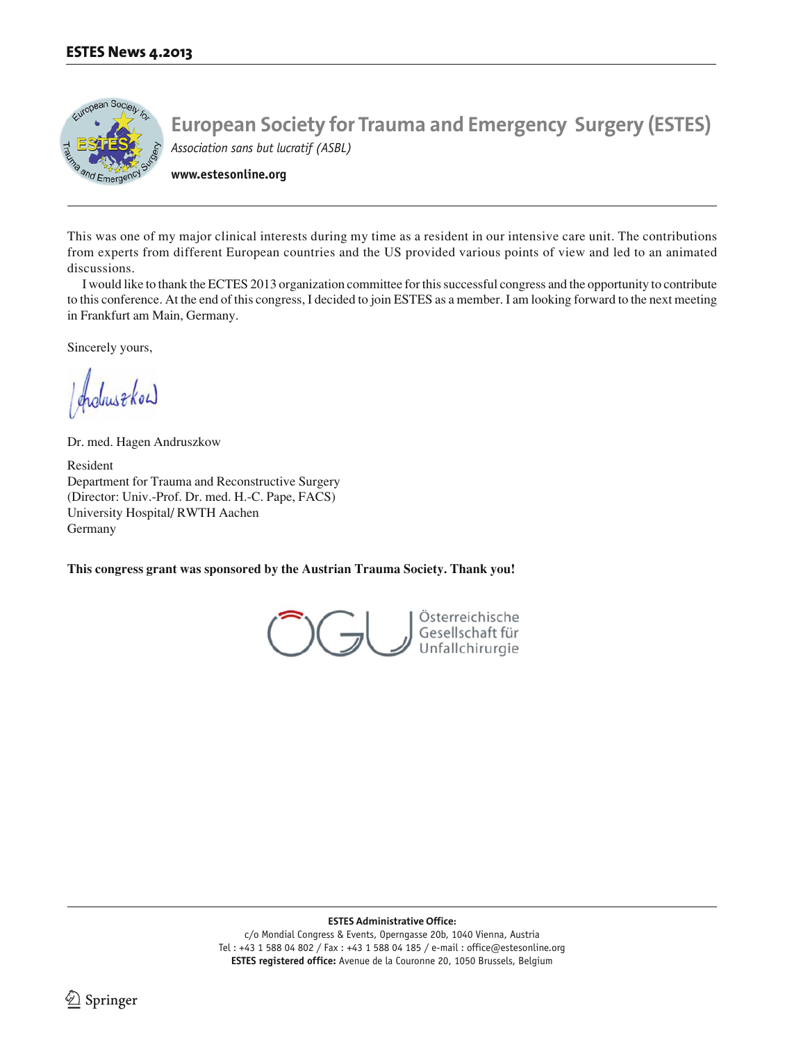# European Society for Trauma and Emergency Surgery (ESTES)

*Association sans but lucratif (ASBL)*

**www.estesonline.org**

This was one of my major clinical interests during my time as a resident in our intensive care unit. The contributions from experts from different European countries and the US provided various points of view and led to an animated discussions.

I would like to thank the ECTES 2013 organization committee for this successful congress and the opportunity to contribute to this conference. At the end of this congress, I decided to join ESTES as a member. I am looking forward to the next meeting in Frankfurt am Main, Germany.

Sincerely yours,

Dr. med. Hagen Andruszkow

Resident
Department for Trauma and Reconstructive Surgery
(Director: Univ.-Prof. Dr. med. H.-C. Pape, FACS)
University Hospital/ RWTH Aachen
Germany

**This congress grant was sponsored by the Austrian Trauma Society. Thank you!**

ÖGU Österreichische Gesellschaft für Unfallchirurgie

**ESTES Administrative Office:**
c/o Mondial Congress & Events, Operngasse 20b, 1040 Vienna, Austria
Tel : +43 1 588 04 802 / Fax : +43 1 588 04 185 / e-mail : office@estesonline.org
**ESTES registered office:** Avenue de la Couronne 20, 1050 Brussels, Belgium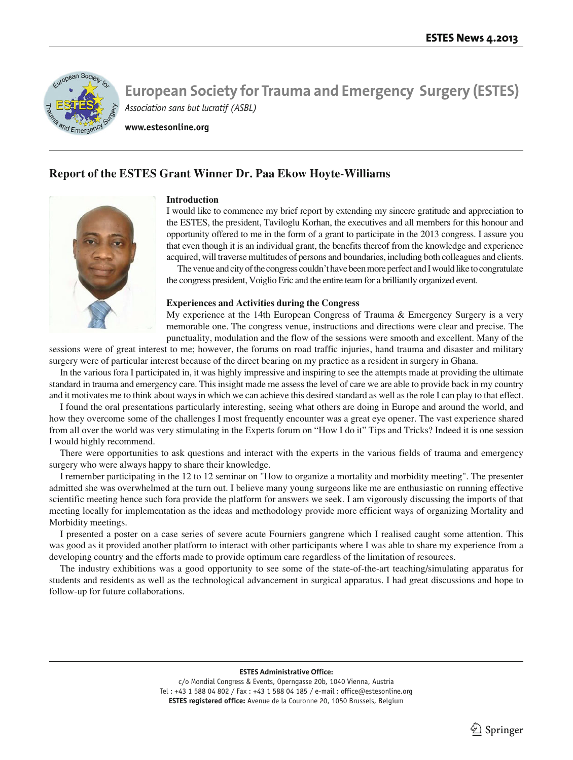# European Society for Trauma and Emergency Surgery (ESTES)

*Association sans but lucratif (ASBL)*

**www.estesonline.org**

## Report of the ESTES Grant Winner Dr. Paa Ekow Hoyte-Williams

### Introduction

I would like to commence my brief report by extending my sincere gratitude and appreciation to the ESTES, the president, Taviloglu Korhan, the executives and all members for this honour and opportunity offered to me in the form of a grant to participate in the 2013 congress. I assure you that even though it is an individual grant, the benefits thereof from the knowledge and experience acquired, will traverse multitudes of persons and boundaries, including both colleagues and clients.

The venue and city of the congress couldn't have been more perfect and I would like to congratulate the congress president, Voiglio Eric and the entire team for a brilliantly organized event.

### Experiences and Activities during the Congress

My experience at the 14th European Congress of Trauma & Emergency Surgery is a very memorable one. The congress venue, instructions and directions were clear and precise. The punctuality, modulation and the flow of the sessions were smooth and excellent. Many of the sessions were of great interest to me; however, the forums on road traffic injuries, hand trauma and disaster and military surgery were of particular interest because of the direct bearing on my practice as a resident in surgery in Ghana.

In the various fora I participated in, it was highly impressive and inspiring to see the attempts made at providing the ultimate standard in trauma and emergency care. This insight made me assess the level of care we are able to provide back in my country and it motivates me to think about ways in which we can achieve this desired standard as well as the role I can play to that effect.

I found the oral presentations particularly interesting, seeing what others are doing in Europe and around the world, and how they overcome some of the challenges I most frequently encounter was a great eye opener. The vast experience shared from all over the world was very stimulating in the Experts forum on "How I do it" Tips and Tricks? Indeed it is one session I would highly recommend.

There were opportunities to ask questions and interact with the experts in the various fields of trauma and emergency surgery who were always happy to share their knowledge.

I remember participating in the 12 to 12 seminar on "How to organize a mortality and morbidity meeting". The presenter admitted she was overwhelmed at the turn out. I believe many young surgeons like me are enthusiastic on running effective scientific meeting hence such fora provide the platform for answers we seek. I am vigorously discussing the imports of that meeting locally for implementation as the ideas and methodology provide more efficient ways of organizing Mortality and Morbidity meetings.

I presented a poster on a case series of severe acute Fourniers gangrene which I realised caught some attention. This was good as it provided another platform to interact with other participants where I was able to share my experience from a developing country and the efforts made to provide optimum care regardless of the limitation of resources.

The industry exhibitions was a good opportunity to see some of the state-of-the-art teaching/simulating apparatus for students and residents as well as the technological advancement in surgical apparatus. I had great discussions and hope to follow-up for future collaborations.

**ESTES Administrative Office:**
c/o Mondial Congress & Events, Operngasse 20b, 1040 Vienna, Austria
Tel : +43 1 588 04 802 / Fax : +43 1 588 04 185 / e-mail : office@estesonline.org
**ESTES registered office:** Avenue de la Couronne 20, 1050 Brussels, Belgium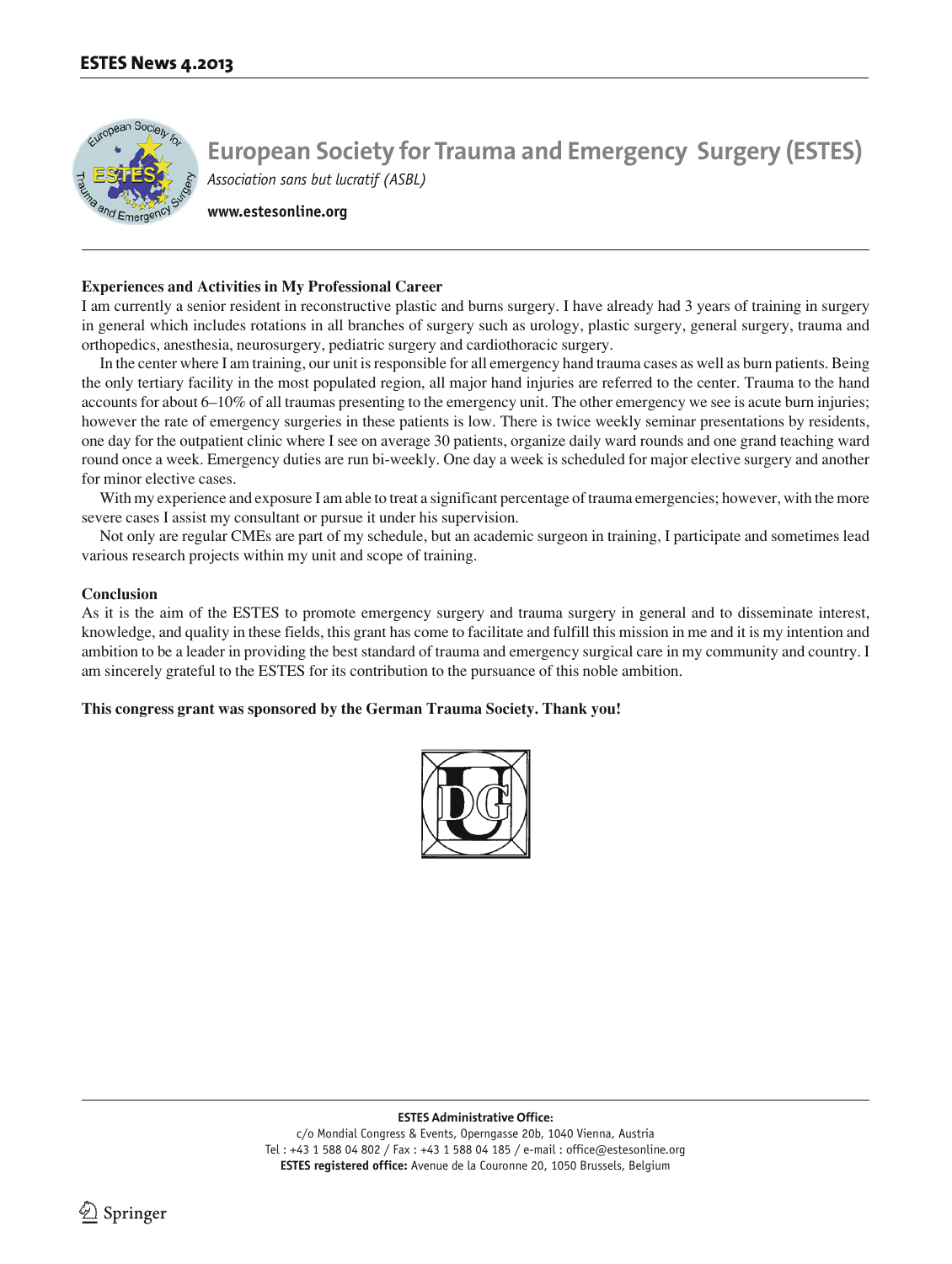### Experiences and Activities in My Professional Career

I am currently a senior resident in reconstructive plastic and burns surgery. I have already had 3 years of training in surgery in general which includes rotations in all branches of surgery such as urology, plastic surgery, general surgery, trauma and orthopedics, anesthesia, neurosurgery, pediatric surgery and cardiothoracic surgery.

In the center where I am training, our unit is responsible for all emergency hand trauma cases as well as burn patients. Being the only tertiary facility in the most populated region, all major hand injuries are referred to the center. Trauma to the hand accounts for about 6–10% of all traumas presenting to the emergency unit. The other emergency we see is acute burn injuries; however the rate of emergency surgeries in these patients is low. There is twice weekly seminar presentations by residents, one day for the outpatient clinic where I see on average 30 patients, organize daily ward rounds and one grand teaching ward round once a week. Emergency duties are run bi-weekly. One day a week is scheduled for major elective surgery and another for minor elective cases.

With my experience and exposure I am able to treat a significant percentage of trauma emergencies; however, with the more severe cases I assist my consultant or pursue it under his supervision.

Not only are regular CMEs are part of my schedule, but an academic surgeon in training, I participate and sometimes lead various research projects within my unit and scope of training.

### Conclusion

As it is the aim of the ESTES to promote emergency surgery and trauma surgery in general and to disseminate interest, knowledge, and quality in these fields, this grant has come to facilitate and fulfill this mission in me and it is my intention and ambition to be a leader in providing the best standard of trauma and emergency surgical care in my community and country. I am sincerely grateful to the ESTES for its contribution to the pursuance of this noble ambition.

**This congress grant was sponsored by the German Trauma Society. Thank you!**

**ESTES Administrative Office:**
c/o Mondial Congress & Events, Operngasse 20b, 1040 Vienna, Austria
Tel : +43 1 588 04 802 / Fax : +43 1 588 04 185 / e-mail : office@estesonline.org
**ESTES registered office:** Avenue de la Couronne 20, 1050 Brussels, Belgium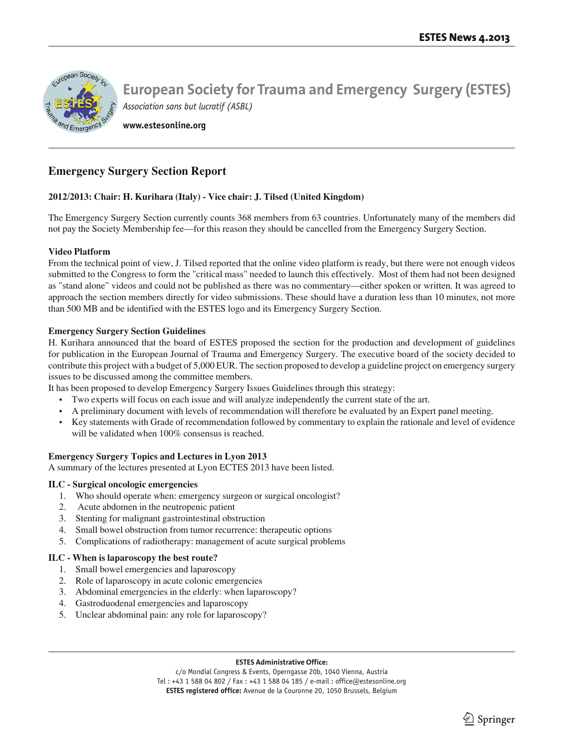# European Society for Trauma and Emergency Surgery (ESTES)

*Association sans but lucratif (ASBL)*

**www.estesonline.org**

## Emergency Surgery Section Report

**2012/2013: Chair: H. Kurihara (Italy) - Vice chair: J. Tilsed (United Kingdom)**

The Emergency Surgery Section currently counts 368 members from 63 countries. Unfortunately many of the members did not pay the Society Membership fee—for this reason they should be cancelled from the Emergency Surgery Section.

**Video Platform**

From the technical point of view, J. Tilsed reported that the online video platform is ready, but there were not enough videos submitted to the Congress to form the "critical mass" needed to launch this effectively. Most of them had not been designed as "stand alone" videos and could not be published as there was no commentary—either spoken or written. It was agreed to approach the section members directly for video submissions. These should have a duration less than 10 minutes, not more than 500 MB and be identified with the ESTES logo and its Emergency Surgery Section.

**Emergency Surgery Section Guidelines**

H. Kurihara announced that the board of ESTES proposed the section for the production and development of guidelines for publication in the European Journal of Trauma and Emergency Surgery. The executive board of the society decided to contribute this project with a budget of 5,000 EUR. The section proposed to develop a guideline project on emergency surgery issues to be discussed among the committee members.

It has been proposed to develop Emergency Surgery Issues Guidelines through this strategy:

- Two experts will focus on each issue and will analyze independently the current state of the art.
- A preliminary document with levels of recommendation will therefore be evaluated by an Expert panel meeting.
- Key statements with Grade of recommendation followed by commentary to explain the rationale and level of evidence will be validated when 100% consensus is reached.

**Emergency Surgery Topics and Lectures in Lyon 2013**

A summary of the lectures presented at Lyon ECTES 2013 have been listed.

**ILC - Surgical oncologic emergencies**

1. Who should operate when: emergency surgeon or surgical oncologist?
2. Acute abdomen in the neutropenic patient
3. Stenting for malignant gastrointestinal obstruction
4. Small bowel obstruction from tumor recurrence: therapeutic options
5. Complications of radiotherapy: management of acute surgical problems

**ILC - When is laparoscopy the best route?**

1. Small bowel emergencies and laparoscopy
2. Role of laparoscopy in acute colonic emergencies
3. Abdominal emergencies in the elderly: when laparoscopy?
4. Gastroduodenal emergencies and laparoscopy
5. Unclear abdominal pain: any role for laparoscopy?

**ESTES Administrative Office:**
c/o Mondial Congress & Events, Operngasse 20b, 1040 Vienna, Austria
Tel : +43 1 588 04 802 / Fax : +43 1 588 04 185 / e-mail : office@estesonline.org
**ESTES registered office:** Avenue de la Couronne 20, 1050 Brussels, Belgium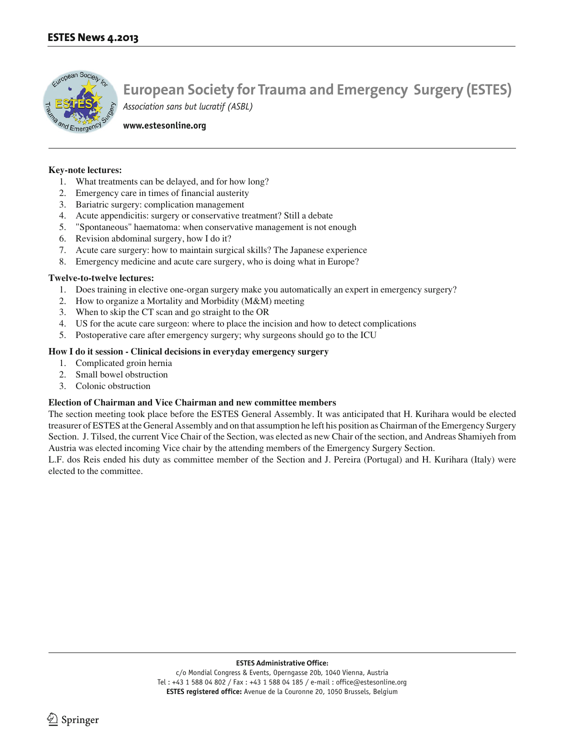# European Society for Trauma and Emergency Surgery (ESTES)

*Association sans but lucratif (ASBL)*

**www.estesonline.org**

**Key-note lectures:**

1. What treatments can be delayed, and for how long?
2. Emergency care in times of financial austerity
3. Bariatric surgery: complication management
4. Acute appendicitis: surgery or conservative treatment? Still a debate
5. "Spontaneous" haematoma: when conservative management is not enough
6. Revision abdominal surgery, how I do it?
7. Acute care surgery: how to maintain surgical skills? The Japanese experience
8. Emergency medicine and acute care surgery, who is doing what in Europe?

**Twelve-to-twelve lectures:**

1. Does training in elective one-organ surgery make you automatically an expert in emergency surgery?
2. How to organize a Mortality and Morbidity (M&M) meeting
3. When to skip the CT scan and go straight to the OR
4. US for the acute care surgeon: where to place the incision and how to detect complications
5. Postoperative care after emergency surgery; why surgeons should go to the ICU

**How I do it session - Clinical decisions in everyday emergency surgery**

1. Complicated groin hernia
2. Small bowel obstruction
3. Colonic obstruction

**Election of Chairman and Vice Chairman and new committee members**

The section meeting took place before the ESTES General Assembly. It was anticipated that H. Kurihara would be elected treasurer of ESTES at the General Assembly and on that assumption he left his position as Chairman of the Emergency Surgery Section. J. Tilsed, the current Vice Chair of the Section, was elected as new Chair of the section, and Andreas Shamiyeh from Austria was elected incoming Vice chair by the attending members of the Emergency Surgery Section.

L.F. dos Reis ended his duty as committee member of the Section and J. Pereira (Portugal) and H. Kurihara (Italy) were elected to the committee.

**ESTES Administrative Office:**
c/o Mondial Congress & Events, Operngasse 20b, 1040 Vienna, Austria
Tel : +43 1 588 04 802 / Fax : +43 1 588 04 185 / e-mail : office@estesonline.org
**ESTES registered office:** Avenue de la Couronne 20, 1050 Brussels, Belgium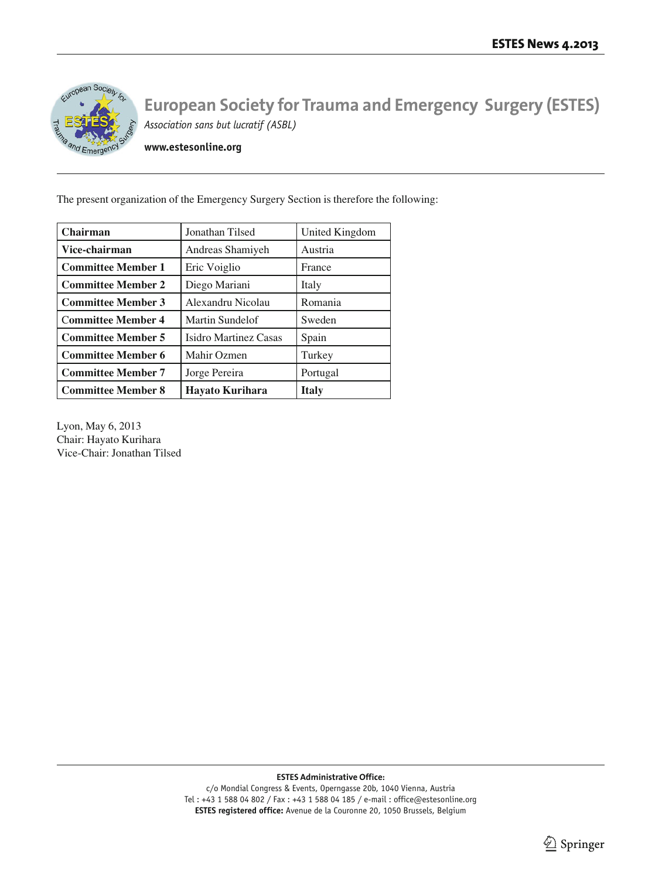The present organization of the Emergency Surgery Section is therefore the following:

| **Chairman** | Jonathan Tilsed | United Kingdom |
|---|---|---|
| **Vice-chairman** | Andreas Shamiyeh | Austria |
| **Committee Member 1** | Eric Voiglio | France |
| **Committee Member 2** | Diego Mariani | Italy |
| **Committee Member 3** | Alexandru Nicolau | Romania |
| **Committee Member 4** | Martin Sundelof | Sweden |
| **Committee Member 5** | Isidro Martinez Casas | Spain |
| **Committee Member 6** | Mahir Ozmen | Turkey |
| **Committee Member 7** | Jorge Pereira | Portugal |
| **Committee Member 8** | **Hayato Kurihara** | **Italy** |

Lyon, May 6, 2013
Chair: Hayato Kurihara
Vice-Chair: Jonathan Tilsed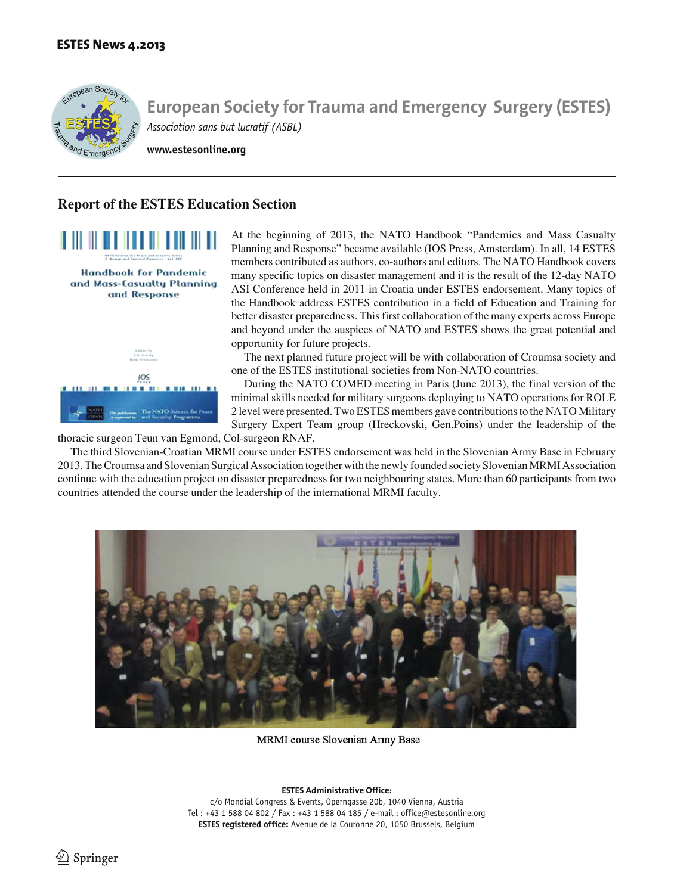# European Society for Trauma and Emergency Surgery (ESTES)

*Association sans but lucratif (ASBL)*

**www.estesonline.org**

## Report of the ESTES Education Section

At the beginning of 2013, the NATO Handbook "Pandemics and Mass Casualty Planning and Response" became available (IOS Press, Amsterdam). In all, 14 ESTES members contributed as authors, co-authors and editors. The NATO Handbook covers many specific topics on disaster management and it is the result of the 12-day NATO ASI Conference held in 2011 in Croatia under ESTES endorsement. Many topics of the Handbook address ESTES contribution in a field of Education and Training for better disaster preparedness. This first collaboration of the many experts across Europe and beyond under the auspices of NATO and ESTES shows the great potential and opportunity for future projects.

The next planned future project will be with collaboration of Croumsa society and one of the ESTES institutional societies from Non-NATO countries.

During the NATO COMED meeting in Paris (June 2013), the final version of the minimal skills needed for military surgeons deploying to NATO operations for ROLE 2 level were presented. Two ESTES members gave contributions to the NATO Military Surgery Expert Team group (Hreckovski, Gen.Poins) under the leadership of the thoracic surgeon Teun van Egmond, Col-surgeon RNAF.

The third Slovenian-Croatian MRMI course under ESTES endorsement was held in the Slovenian Army Base in February 2013. The Croumsa and Slovenian Surgical Association together with the newly founded society Slovenian MRMI Association continue with the education project on disaster preparedness for two neighbouring states. More than 60 participants from two countries attended the course under the leadership of the international MRMI faculty.

MRMI course Slovenian Army Base

**ESTES Administrative Office:**
c/o Mondial Congress & Events, Operngasse 20b, 1040 Vienna, Austria
Tel : +43 1 588 04 802 / Fax : +43 1 588 04 185 / e-mail : office@estesonline.org
**ESTES registered office:** Avenue de la Couronne 20, 1050 Brussels, Belgium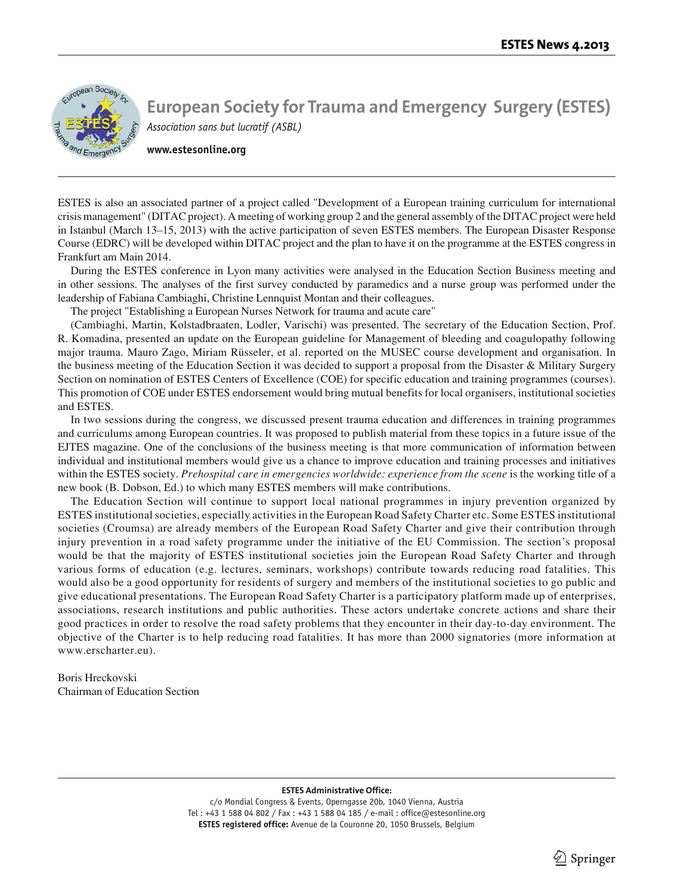# European Society for Trauma and Emergency Surgery (ESTES)

*Association sans but lucratif (ASBL)*

**www.estesonline.org**

ESTES is also an associated partner of a project called "Development of a European training curriculum for international crisis management" (DITAC project). A meeting of working group 2 and the general assembly of the DITAC project were held in Istanbul (March 13–15, 2013) with the active participation of seven ESTES members. The European Disaster Response Course (EDRC) will be developed within DITAC project and the plan to have it on the programme at the ESTES congress in Frankfurt am Main 2014.

During the ESTES conference in Lyon many activities were analysed in the Education Section Business meeting and in other sessions. The analyses of the first survey conducted by paramedics and a nurse group was performed under the leadership of Fabiana Cambiaghi, Christine Lennquist Montan and their colleagues.

The project "Establishing a European Nurses Network for trauma and acute care"

(Cambiaghi, Martin, Kolstadbraaten, Lodler, Varischi) was presented. The secretary of the Education Section, Prof. R. Komadina, presented an update on the European guideline for Management of bleeding and coagulopathy following major trauma. Mauro Zago, Miriam Rüsseler, et al. reported on the MUSEC course development and organisation. In the business meeting of the Education Section it was decided to support a proposal from the Disaster & Military Surgery Section on nomination of ESTES Centers of Excellence (COE) for specific education and training programmes (courses). This promotion of COE under ESTES endorsement would bring mutual benefits for local organisers, institutional societies and ESTES.

In two sessions during the congress, we discussed present trauma education and differences in training programmes and curriculums among European countries. It was proposed to publish material from these topics in a future issue of the EJTES magazine. One of the conclusions of the business meeting is that more communication of information between individual and institutional members would give us a chance to improve education and training processes and initiatives within the ESTES society. *Prehospital care in emergencies worldwide: experience from the scene* is the working title of a new book (B. Dobson, Ed.) to which many ESTES members will make contributions.

The Education Section will continue to support local national programmes in injury prevention organized by ESTES institutional societies, especially activities in the European Road Safety Charter etc. Some ESTES institutional societies (Croumsa) are already members of the European Road Safety Charter and give their contribution through injury prevention in a road safety programme under the initiative of the EU Commission. The section's proposal would be that the majority of ESTES institutional societies join the European Road Safety Charter and through various forms of education (e.g. lectures, seminars, workshops) contribute towards reducing road fatalities. This would also be a good opportunity for residents of surgery and members of the institutional societies to go public and give educational presentations. The European Road Safety Charter is a participatory platform made up of enterprises, associations, research institutions and public authorities. These actors undertake concrete actions and share their good practices in order to resolve the road safety problems that they encounter in their day-to-day environment. The objective of the Charter is to help reducing road fatalities. It has more than 2000 signatories (more information at www.erscharter.eu).

Boris Hreckovski
Chairman of Education Section

**ESTES Administrative Office:**
c/o Mondial Congress & Events, Operngasse 20b, 1040 Vienna, Austria
Tel : +43 1 588 04 802 / Fax : +43 1 588 04 185 / e-mail : office@estesonline.org
**ESTES registered office:** Avenue de la Couronne 20, 1050 Brussels, Belgium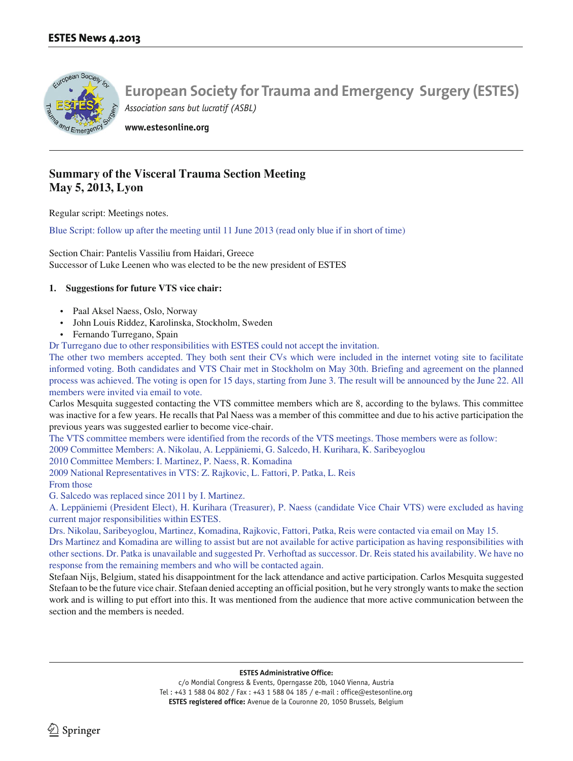# European Society for Trauma and Emergency Surgery (ESTES)

*Association sans but lucratif (ASBL)*

**www.estesonline.org**

## Summary of the Visceral Trauma Section Meeting
## May 5, 2013, Lyon

Regular script: Meetings notes.

Blue Script: follow up after the meeting until 11 June 2013 (read only blue if in short of time)

Section Chair: Pantelis Vassiliu from Haidari, Greece
Successor of Luke Leenen who was elected to be the new president of ESTES

**1. Suggestions for future VTS vice chair:**

- Paal Aksel Naess, Oslo, Norway
- John Louis Riddez, Karolinska, Stockholm, Sweden
- Fernando Turregano, Spain

Dr Turregano due to other responsibilities with ESTES could not accept the invitation.

The other two members accepted. They both sent their CVs which were included in the internet voting site to facilitate informed voting. Both candidates and VTS Chair met in Stockholm on May 30th. Briefing and agreement on the planned process was achieved. The voting is open for 15 days, starting from June 3. The result will be announced by the June 22. All members were invited via email to vote.

Carlos Mesquita suggested contacting the VTS committee members which are 8, according to the bylaws. This committee was inactive for a few years. He recalls that Pal Naess was a member of this committee and due to his active participation the previous years was suggested earlier to become vice-chair.

The VTS committee members were identified from the records of the VTS meetings. Those members were as follow:
2009 Committee Members: A. Nikolau, A. Leppäniemi, G. Salcedo, H. Kurihara, K. Saribeyoglou
2010 Committee Members: I. Martinez, P. Naess, R. Komadina
2009 National Representatives in VTS: Z. Rajkovic, L. Fattori, P. Patka, L. Reis
From those
G. Salcedo was replaced since 2011 by I. Martinez.
A. Leppäniemi (President Elect), H. Kurihara (Treasurer), P. Naess (candidate Vice Chair VTS) were excluded as having current major responsibilities within ESTES.
Drs. Nikolau, Saribeyoglou, Martinez, Komadina, Rajkovic, Fattori, Patka, Reis were contacted via email on May 15.
Drs Martinez and Komadina are willing to assist but are not available for active participation as having responsibilities with other sections. Dr. Patka is unavailable and suggested Pr. Verhoftad as successor. Dr. Reis stated his availability. We have no response from the remaining members and who will be contacted again.

Stefaan Nijs, Belgium, stated his disappointment for the lack attendance and active participation. Carlos Mesquita suggested Stefaan to be the future vice chair. Stefaan denied accepting an official position, but he very strongly wants to make the section work and is willing to put effort into this. It was mentioned from the audience that more active communication between the section and the members is needed.

**ESTES Administrative Office:**
c/o Mondial Congress & Events, Operngasse 20b, 1040 Vienna, Austria
Tel : +43 1 588 04 802 / Fax : +43 1 588 04 185 / e-mail : office@estesonline.org
**ESTES registered office:** Avenue de la Couronne 20, 1050 Brussels, Belgium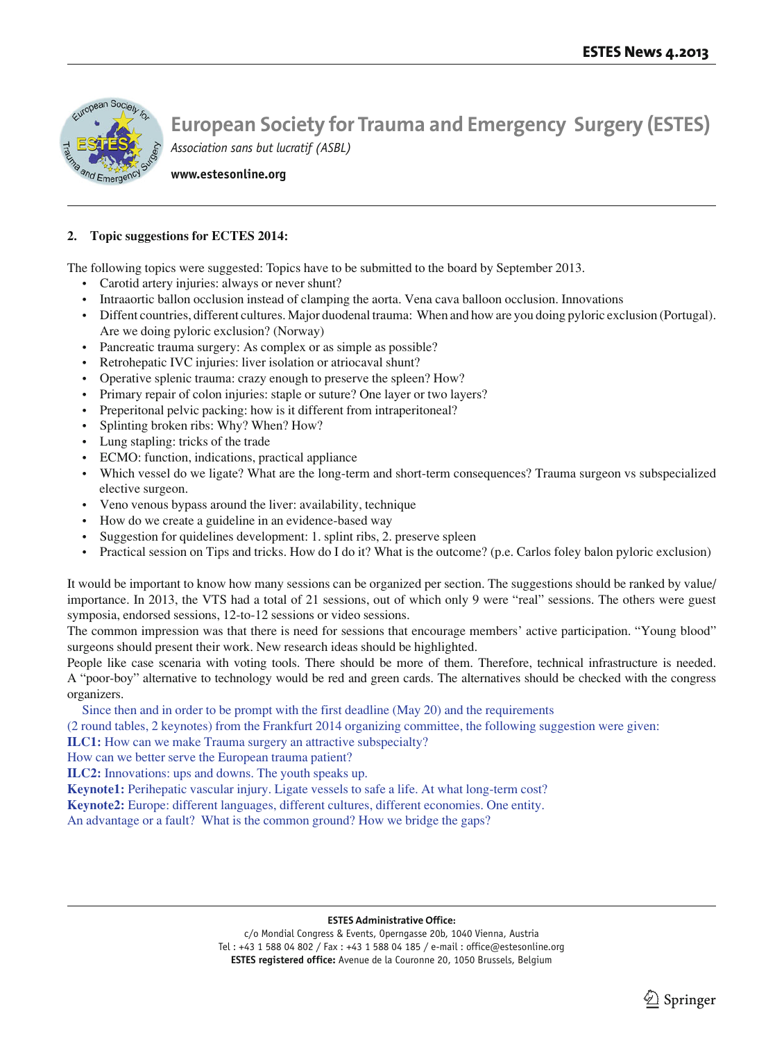# European Society for Trauma and Emergency Surgery (ESTES)

*Association sans but lucratif (ASBL)*

**www.estesonline.org**

**2. Topic suggestions for ECTES 2014:**

The following topics were suggested: Topics have to be submitted to the board by September 2013.

- Carotid artery injuries: always or never shunt?
- Intraaortic ballon occlusion instead of clamping the aorta. Vena cava balloon occlusion. Innovations
- Diffent countries, different cultures. Major duodenal trauma: When and how are you doing pyloric exclusion (Portugal). Are we doing pyloric exclusion? (Norway)
- Pancreatic trauma surgery: As complex or as simple as possible?
- Retrohepatic IVC injuries: liver isolation or atriocaval shunt?
- Operative splenic trauma: crazy enough to preserve the spleen? How?
- Primary repair of colon injuries: staple or suture? One layer or two layers?
- Preperitonal pelvic packing: how is it different from intraperitoneal?
- Splinting broken ribs: Why? When? How?
- Lung stapling: tricks of the trade
- ECMO: function, indications, practical appliance
- Which vessel do we ligate? What are the long-term and short-term consequences? Trauma surgeon vs subspecialized elective surgeon.
- Veno venous bypass around the liver: availability, technique
- How do we create a guideline in an evidence-based way
- Suggestion for quidelines development: 1. splint ribs, 2. preserve spleen
- Practical session on Tips and tricks. How do I do it? What is the outcome? (p.e. Carlos foley balon pyloric exclusion)

It would be important to know how many sessions can be organized per section. The suggestions should be ranked by value/ importance. In 2013, the VTS had a total of 21 sessions, out of which only 9 were "real" sessions. The others were guest symposia, endorsed sessions, 12-to-12 sessions or video sessions.

The common impression was that there is need for sessions that encourage members' active participation. "Young blood" surgeons should present their work. New research ideas should be highlighted.

People like case scenaria with voting tools. There should be more of them. Therefore, technical infrastructure is needed. A "poor-boy" alternative to technology would be red and green cards. The alternatives should be checked with the congress organizers.

Since then and in order to be prompt with the first deadline (May 20) and the requirements (2 round tables, 2 keynotes) from the Frankfurt 2014 organizing committee, the following suggestion were given:

**ILC1:** How can we make Trauma surgery an attractive subspecialty?
How can we better serve the European trauma patient?

**ILC2:** Innovations: ups and downs. The youth speaks up.

**Keynote1:** Perihepatic vascular injury. Ligate vessels to safe a life. At what long-term cost?

**Keynote2:** Europe: different languages, different cultures, different economies. One entity.
An advantage or a fault? What is the common ground? How we bridge the gaps?

**ESTES Administrative Office:**
c/o Mondial Congress & Events, Operngasse 20b, 1040 Vienna, Austria
Tel : +43 1 588 04 802 / Fax : +43 1 588 04 185 / e-mail : office@estesonline.org
**ESTES registered office:** Avenue de la Couronne 20, 1050 Brussels, Belgium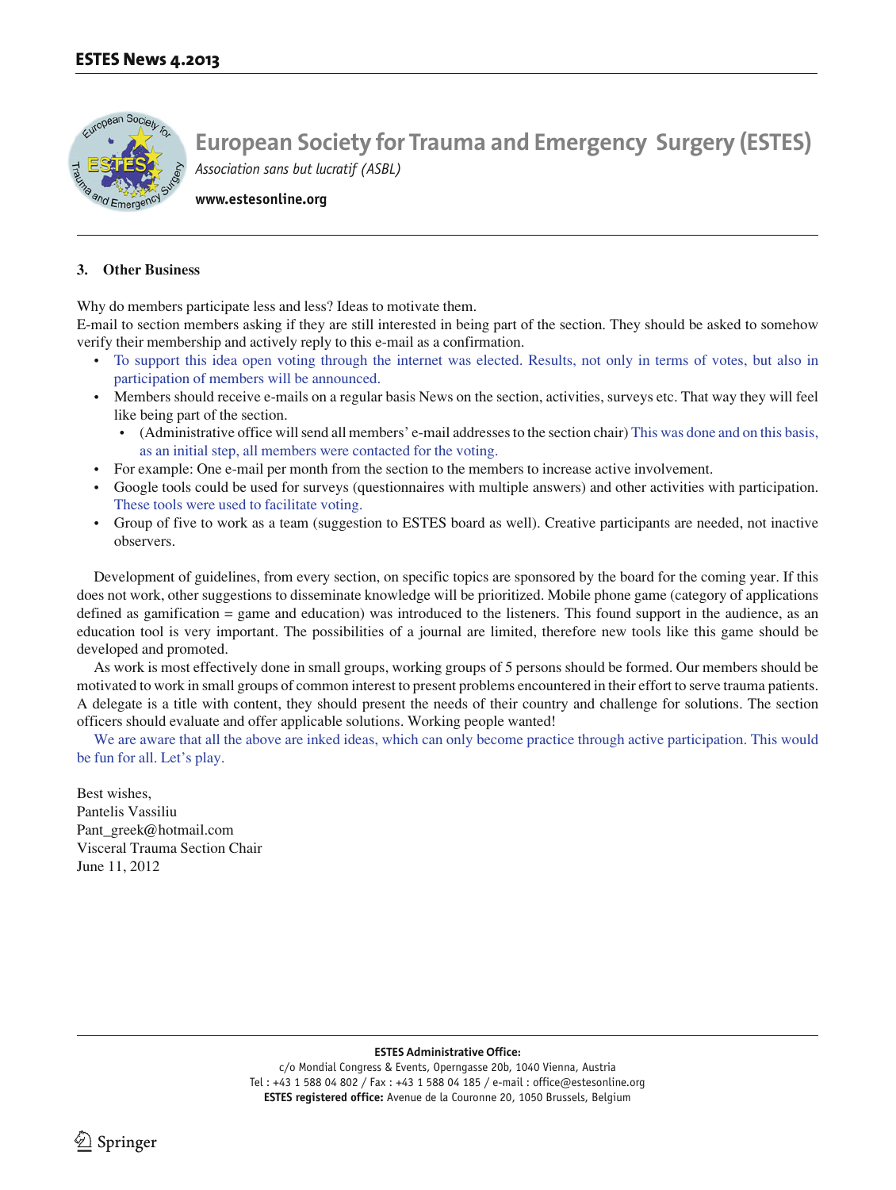### 3. Other Business

Why do members participate less and less? Ideas to motivate them.
E-mail to section members asking if they are still interested in being part of the section. They should be asked to somehow verify their membership and actively reply to this e-mail as a confirmation.

- To support this idea open voting through the internet was elected. Results, not only in terms of votes, but also in participation of members will be announced.
- Members should receive e-mails on a regular basis News on the section, activities, surveys etc. That way they will feel like being part of the section.
  - (Administrative office will send all members' e-mail addresses to the section chair) This was done and on this basis, as an initial step, all members were contacted for the voting.
- For example: One e-mail per month from the section to the members to increase active involvement.
- Google tools could be used for surveys (questionnaires with multiple answers) and other activities with participation. These tools were used to facilitate voting.
- Group of five to work as a team (suggestion to ESTES board as well). Creative participants are needed, not inactive observers.

Development of guidelines, from every section, on specific topics are sponsored by the board for the coming year. If this does not work, other suggestions to disseminate knowledge will be prioritized. Mobile phone game (category of applications defined as gamification = game and education) was introduced to the listeners. This found support in the audience, as an education tool is very important. The possibilities of a journal are limited, therefore new tools like this game should be developed and promoted.

As work is most effectively done in small groups, working groups of 5 persons should be formed. Our members should be motivated to work in small groups of common interest to present problems encountered in their effort to serve trauma patients. A delegate is a title with content, they should present the needs of their country and challenge for solutions. The section officers should evaluate and offer applicable solutions. Working people wanted!

We are aware that all the above are inked ideas, which can only become practice through active participation. This would be fun for all. Let's play.

Best wishes,
Pantelis Vassiliu
Pant_greek@hotmail.com
Visceral Trauma Section Chair
June 11, 2012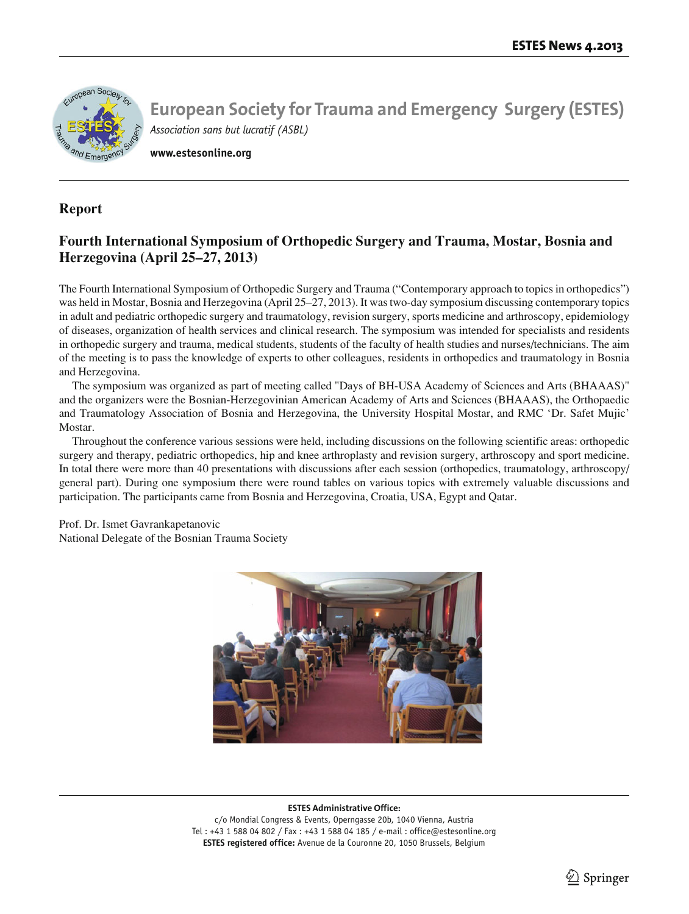# European Society for Trauma and Emergency Surgery (ESTES)

*Association sans but lucratif (ASBL)*

**www.estesonline.org**

## Report

### Fourth International Symposium of Orthopedic Surgery and Trauma, Mostar, Bosnia and Herzegovina (April 25–27, 2013)

The Fourth International Symposium of Orthopedic Surgery and Trauma ("Contemporary approach to topics in orthopedics") was held in Mostar, Bosnia and Herzegovina (April 25–27, 2013). It was two-day symposium discussing contemporary topics in adult and pediatric orthopedic surgery and traumatology, revision surgery, sports medicine and arthroscopy, epidemiology of diseases, organization of health services and clinical research. The symposium was intended for specialists and residents in orthopedic surgery and trauma, medical students, students of the faculty of health studies and nurses/technicians. The aim of the meeting is to pass the knowledge of experts to other colleagues, residents in orthopedics and traumatology in Bosnia and Herzegovina.

The symposium was organized as part of meeting called "Days of BH-USA Academy of Sciences and Arts (BHAAAS)" and the organizers were the Bosnian-Herzegovinian American Academy of Arts and Sciences (BHAAAS), the Orthopaedic and Traumatology Association of Bosnia and Herzegovina, the University Hospital Mostar, and RMC 'Dr. Safet Mujic' Mostar.

Throughout the conference various sessions were held, including discussions on the following scientific areas: orthopedic surgery and therapy, pediatric orthopedics, hip and knee arthroplasty and revision surgery, arthroscopy and sport medicine. In total there were more than 40 presentations with discussions after each session (orthopedics, traumatology, arthroscopy/general part). During one symposium there were round tables on various topics with extremely valuable discussions and participation. The participants came from Bosnia and Herzegovina, Croatia, USA, Egypt and Qatar.

Prof. Dr. Ismet Gavrankapetanovic
National Delegate of the Bosnian Trauma Society

**ESTES Administrative Office:**
c/o Mondial Congress & Events, Operngasse 20b, 1040 Vienna, Austria
Tel : +43 1 588 04 802 / Fax : +43 1 588 04 185 / e-mail : office@estesonline.org
**ESTES registered office:** Avenue de la Couronne 20, 1050 Brussels, Belgium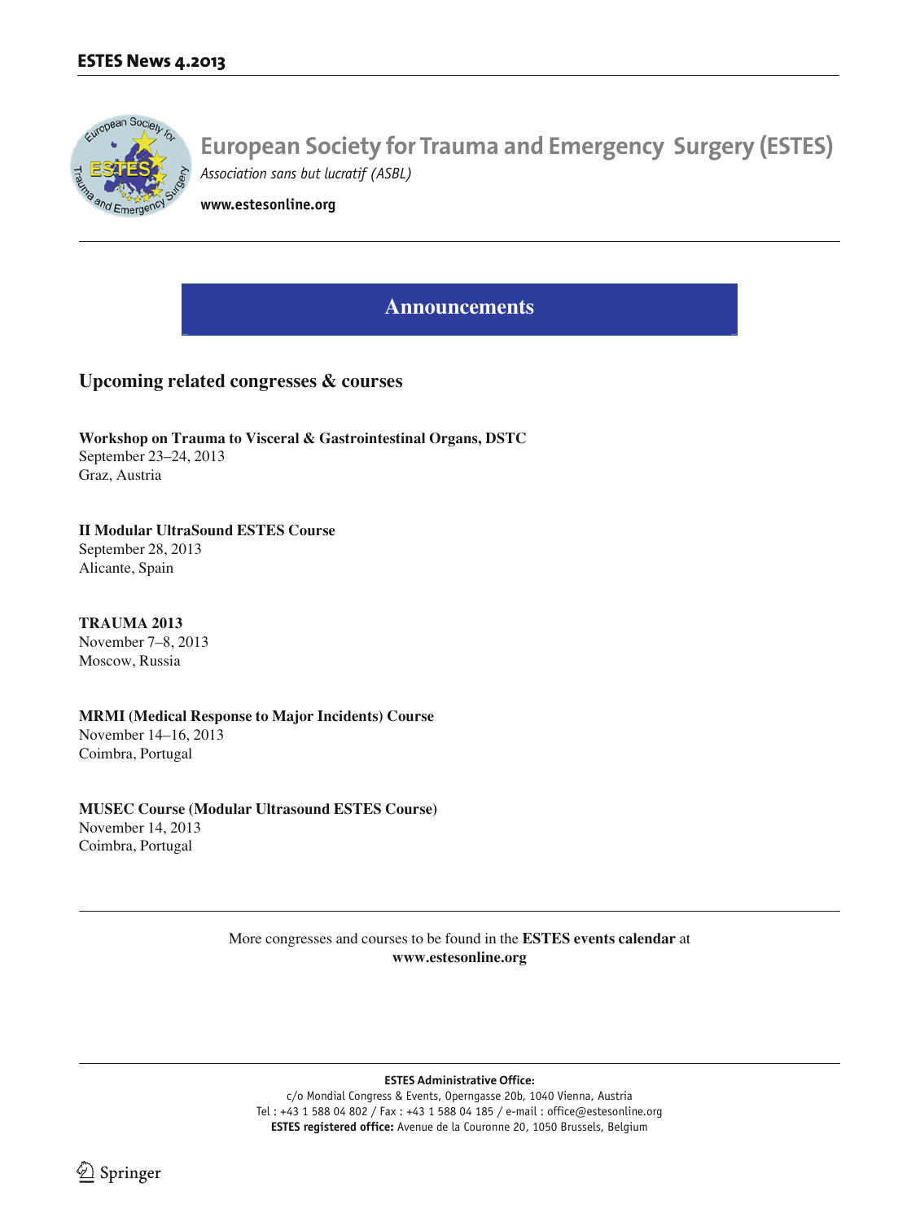# European Society for Trauma and Emergency Surgery (ESTES)

*Association sans but lucratif (ASBL)*

**www.estesonline.org**

## Announcements

### Upcoming related congresses & courses

**Workshop on Trauma to Visceral & Gastrointestinal Organs, DSTC**
September 23–24, 2013
Graz, Austria

**II Modular UltraSound ESTES Course**
September 28, 2013
Alicante, Spain

**TRAUMA 2013**
November 7–8, 2013
Moscow, Russia

**MRMI (Medical Response to Major Incidents) Course**
November 14–16, 2013
Coimbra, Portugal

**MUSEC Course (Modular Ultrasound ESTES Course)**
November 14, 2013
Coimbra, Portugal

---

More congresses and courses to be found in the **ESTES events calendar** at
**www.estesonline.org**

---

**ESTES Administrative Office:**
c/o Mondial Congress & Events, Operngasse 20b, 1040 Vienna, Austria
Tel : +43 1 588 04 802 / Fax : +43 1 588 04 185 / e-mail : office@estesonline.org
**ESTES registered office:** Avenue de la Couronne 20, 1050 Brussels, Belgium